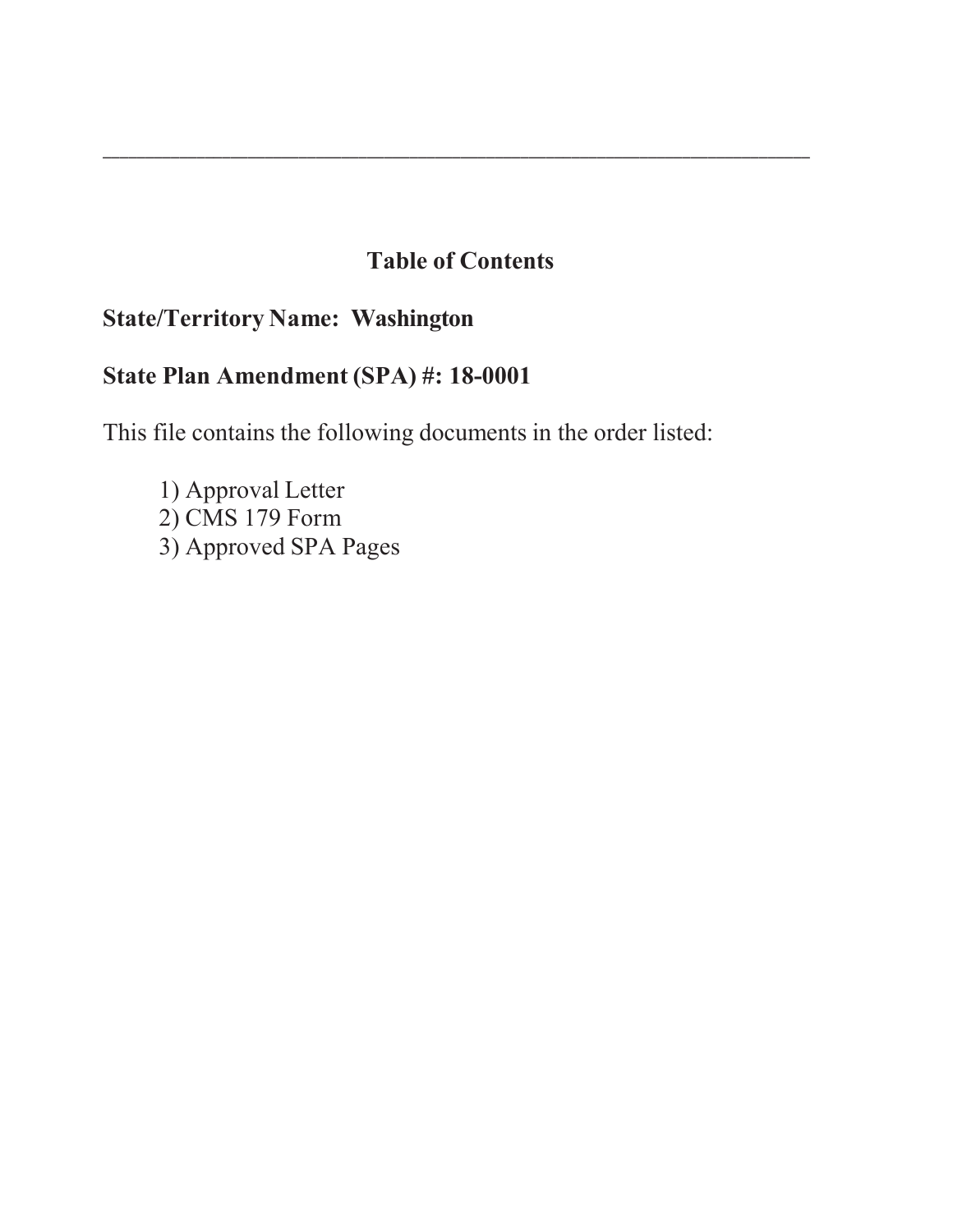---

## Table of Contents

**State/Territory Name: Washington**

**State Plan Amendment (SPA) #: 18-0001**

This file contains the following documents in the order listed:

1) Approval Letter
2) CMS 179 Form
3) Approved SPA Pages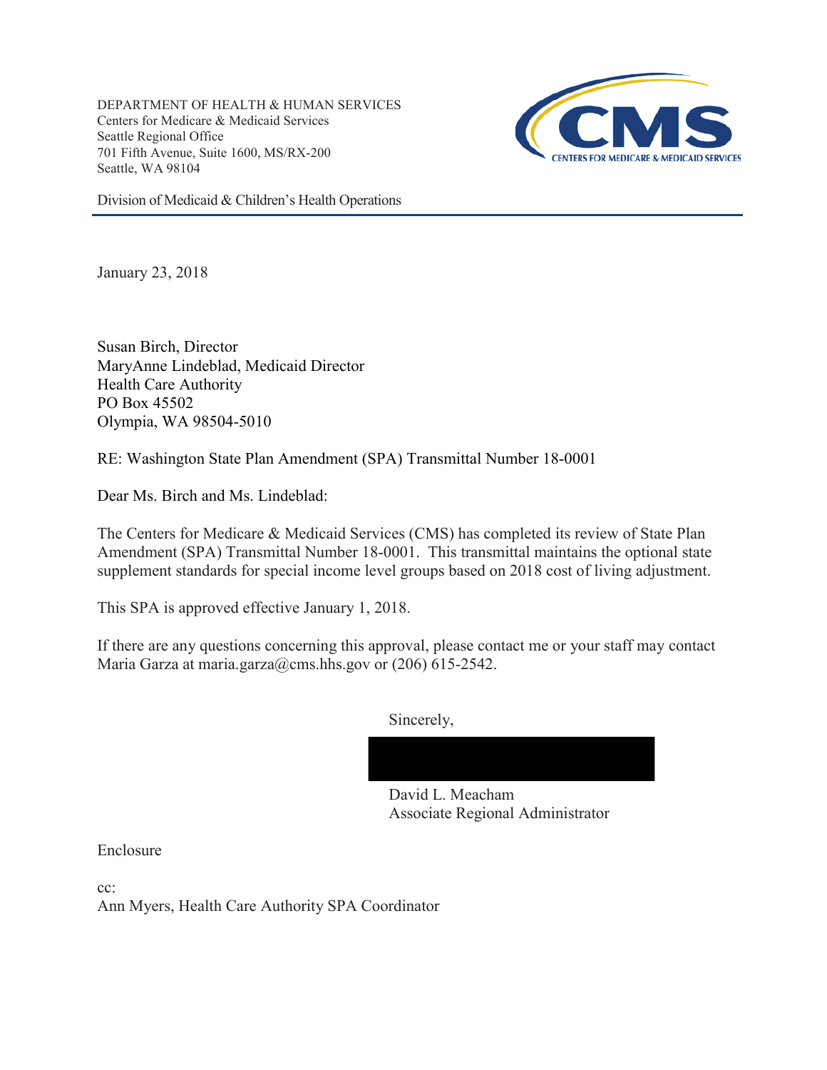DEPARTMENT OF HEALTH & HUMAN SERVICES
Centers for Medicare & Medicaid Services
Seattle Regional Office
701 Fifth Avenue, Suite 1600, MS/RX-200
Seattle, WA 98104

Division of Medicaid & Children's Health Operations

January 23, 2018

Susan Birch, Director
MaryAnne Lindeblad, Medicaid Director
Health Care Authority
PO Box 45502
Olympia, WA 98504-5010

RE: Washington State Plan Amendment (SPA) Transmittal Number 18-0001

Dear Ms. Birch and Ms. Lindeblad:

The Centers for Medicare & Medicaid Services (CMS) has completed its review of State Plan Amendment (SPA) Transmittal Number 18-0001. This transmittal maintains the optional state supplement standards for special income level groups based on 2018 cost of living adjustment.

This SPA is approved effective January 1, 2018.

If there are any questions concerning this approval, please contact me or your staff may contact Maria Garza at maria.garza@cms.hhs.gov or (206) 615-2542.

Sincerely,

David L. Meacham
Associate Regional Administrator

Enclosure

cc:
Ann Myers, Health Care Authority SPA Coordinator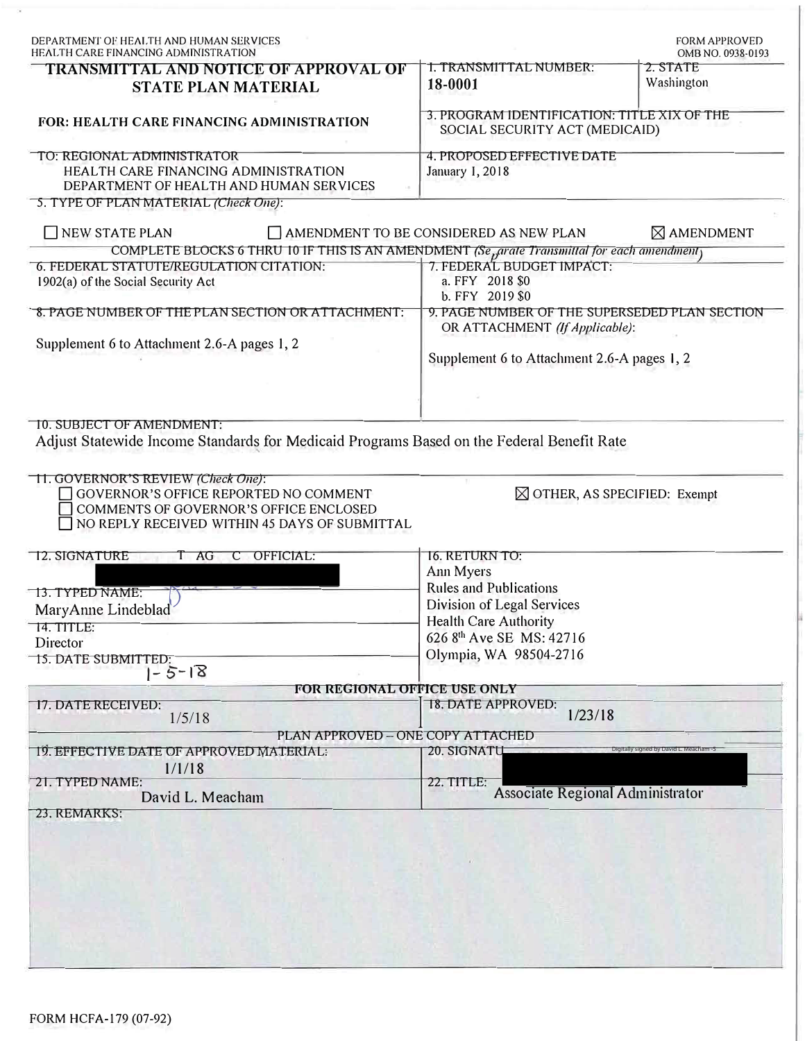DEPARTMENT OF HEALTH AND HUMAN SERVICES
HEALTH CARE FINANCING ADMINISTRATION

FORM APPROVED
OMB NO. 0938-0193

## TRANSMITTAL AND NOTICE OF APPROVAL OF STATE PLAN MATERIAL

**FOR: HEALTH CARE FINANCING ADMINISTRATION**

| | |
|---|---|
| 1. TRANSMITTAL NUMBER: **18-0001** | 2. STATE: Washington |
| 3. PROGRAM IDENTIFICATION: TITLE XIX OF THE SOCIAL SECURITY ACT (MEDICAID) | |

TO: REGIONAL ADMINISTRATOR
HEALTH CARE FINANCING ADMINISTRATION
DEPARTMENT OF HEALTH AND HUMAN SERVICES

4. PROPOSED EFFECTIVE DATE: January 1, 2018

5. TYPE OF PLAN MATERIAL *(Check One)*:

☐ NEW STATE PLAN ☐ AMENDMENT TO BE CONSIDERED AS NEW PLAN ☒ AMENDMENT

COMPLETE BLOCKS 6 THRU 10 IF THIS IS AN AMENDMENT *(Separate Transmittal for each amendment)*

| | |
|---|---|
| 6. FEDERAL STATUTE/REGULATION CITATION: 1902(a) of the Social Security Act | 7. FEDERAL BUDGET IMPACT: a. FFY 2018 $0 b. FFY 2019 $0 |
| 8. PAGE NUMBER OF THE PLAN SECTION OR ATTACHMENT: Supplement 6 to Attachment 2.6-A pages 1, 2 | 9. PAGE NUMBER OF THE SUPERSEDED PLAN SECTION OR ATTACHMENT *(If Applicable)*: Supplement 6 to Attachment 2.6-A pages 1, 2 |

10. SUBJECT OF AMENDMENT:
Adjust Statewide Income Standards for Medicaid Programs Based on the Federal Benefit Rate

11. GOVERNOR'S REVIEW *(Check One)*:
☐ GOVERNOR'S OFFICE REPORTED NO COMMENT
☐ COMMENTS OF GOVERNOR'S OFFICE ENCLOSED
☐ NO REPLY RECEIVED WITHIN 45 DAYS OF SUBMITTAL
☒ OTHER, AS SPECIFIED: Exempt

| | |
|---|---|
| 12. SIGNATURE OF STATE AGENCY OFFICIAL: [redacted] | 16. RETURN TO: Ann Myers, Rules and Publications, Division of Legal Services, Health Care Authority, 626 8th Ave SE MS: 42716, Olympia, WA 98504-2716 |
| 13. TYPED NAME: MaryAnne Lindeblad | |
| 14. TITLE: Director | |
| 15. DATE SUBMITTED: 1-5-18 | |

**FOR REGIONAL OFFICE USE ONLY**

| | |
|---|---|
| 17. DATE RECEIVED: 1/5/18 | 18. DATE APPROVED: 1/23/18 |

PLAN APPROVED – ONE COPY ATTACHED

| | |
|---|---|
| 19. EFFECTIVE DATE OF APPROVED MATERIAL: 1/1/18 | 20. SIGNATURE OF REGIONAL OFFICIAL: [redacted] Digitally signed by David L. Meacham -S |
| 21. TYPED NAME: David L. Meacham | 22. TITLE: Associate Regional Administrator |

23. REMARKS:

FORM HCFA-179 (07-92)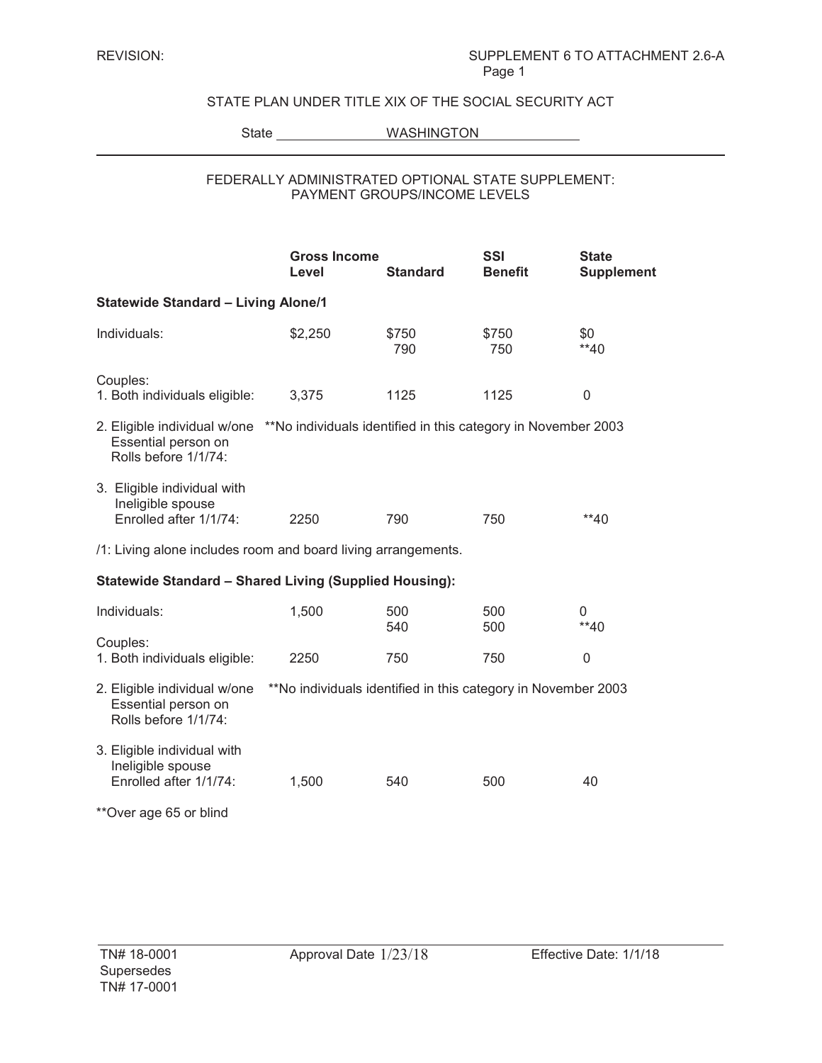REVISION: SUPPLEMENT 6 TO ATTACHMENT 2.6-A

STATE PLAN UNDER TITLE XIX OF THE SOCIAL SECURITY ACT

State WASHINGTON

## FEDERALLY ADMINISTRATED OPTIONAL STATE SUPPLEMENT: PAYMENT GROUPS/INCOME LEVELS

| | Gross Income Level | Standard | SSI Benefit | State Supplement |
|---|---|---|---|---|
| **Statewide Standard – Living Alone/1** | | | | |
| Individuals: | $2,250 | $750<br>790 | $750<br>750 | $0<br>**40 |
| Couples:<br>1. Both individuals eligible: | 3,375 | 1125 | 1125 | 0 |
| 2. Eligible individual w/one Essential person on Rolls before 1/1/74: | **No individuals identified in this category in November 2003 | | | |
| 3. Eligible individual with Ineligible spouse Enrolled after 1/1/74: | 2250 | 790 | 750 | **40 |

/1: Living alone includes room and board living arrangements.

| | Gross Income Level | Standard | SSI Benefit | State Supplement |
|---|---|---|---|---|
| **Statewide Standard – Shared Living (Supplied Housing):** | | | | |
| Individuals: | 1,500 | 500<br>540 | 500<br>500 | 0<br>**40 |
| Couples:<br>1. Both individuals eligible: | 2250 | 750 | 750 | 0 |
| 2. Eligible individual w/one Essential person on Rolls before 1/1/74: | **No individuals identified in this category in November 2003 | | | |
| 3. Eligible individual with Ineligible spouse Enrolled after 1/1/74: | 1,500 | 540 | 500 | 40 |

**Over age 65 or blind

TN# 18-0001 Supersedes TN# 17-0001 | Approval Date 1/23/18 | Effective Date: 1/1/18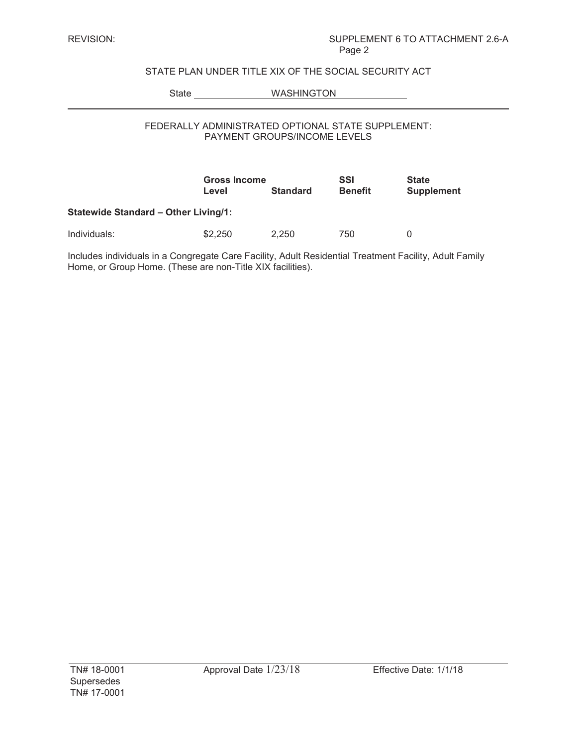REVISION: SUPPLEMENT 6 TO ATTACHMENT 2.6-A
Page 2

STATE PLAN UNDER TITLE XIX OF THE SOCIAL SECURITY ACT

State WASHINGTON

FEDERALLY ADMINISTRATED OPTIONAL STATE SUPPLEMENT:
PAYMENT GROUPS/INCOME LEVELS

| | Gross Income Level | Standard | SSI Benefit | State Supplement |
|---|---|---|---|---|
| **Statewide Standard – Other Living/1:** | | | | |
| Individuals: | $2,250 | 2,250 | 750 | 0 |

Includes individuals in a Congregate Care Facility, Adult Residential Treatment Facility, Adult Family Home, or Group Home. (These are non-Title XIX facilities).

TN# 18-0001
Supersedes
TN# 17-0001

Approval Date 1/23/18

Effective Date: 1/1/18